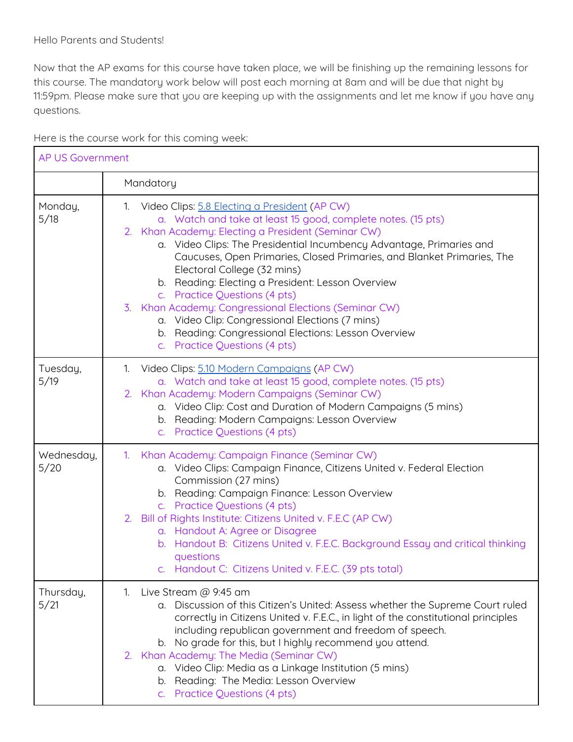Hello Parents and Students!

Now that the AP exams for this course have taken place, we will be finishing up the remaining lessons for this course. The mandatory work below will post each morning at 8am and will be due that night by 11:59pm. Please make sure that you are keeping up with the assignments and let me know if you have any questions.

Here is the course work for this coming week:

| AP US Government | |
|---|---|
| | Mandatory |
| Monday, 5/18 | 1. Video Clips: 5.8 Electing a President (AP CW)<br>&nbsp;&nbsp;&nbsp;a. Watch and take at least 15 good, complete notes. (15 pts)<br>2. Khan Academy: Electing a President (Seminar CW)<br>&nbsp;&nbsp;&nbsp;a. Video Clips: The Presidential Incumbency Advantage, Primaries and Caucuses, Open Primaries, Closed Primaries, and Blanket Primaries, The Electoral College (32 mins)<br>&nbsp;&nbsp;&nbsp;b. Reading: Electing a President: Lesson Overview<br>&nbsp;&nbsp;&nbsp;c. Practice Questions (4 pts)<br>3. Khan Academy: Congressional Elections (Seminar CW)<br>&nbsp;&nbsp;&nbsp;a. Video Clip: Congressional Elections (7 mins)<br>&nbsp;&nbsp;&nbsp;b. Reading: Congressional Elections: Lesson Overview<br>&nbsp;&nbsp;&nbsp;c. Practice Questions (4 pts) |
| Tuesday, 5/19 | 1. Video Clips: 5.10 Modern Campaigns (AP CW)<br>&nbsp;&nbsp;&nbsp;a. Watch and take at least 15 good, complete notes. (15 pts)<br>2. Khan Academy: Modern Campaigns (Seminar CW)<br>&nbsp;&nbsp;&nbsp;a. Video Clip: Cost and Duration of Modern Campaigns (5 mins)<br>&nbsp;&nbsp;&nbsp;b. Reading: Modern Campaigns: Lesson Overview<br>&nbsp;&nbsp;&nbsp;c. Practice Questions (4 pts) |
| Wednesday, 5/20 | 1. Khan Academy: Campaign Finance (Seminar CW)<br>&nbsp;&nbsp;&nbsp;a. Video Clips: Campaign Finance, Citizens United v. Federal Election Commission (27 mins)<br>&nbsp;&nbsp;&nbsp;b. Reading: Campaign Finance: Lesson Overview<br>&nbsp;&nbsp;&nbsp;c. Practice Questions (4 pts)<br>2. Bill of Rights Institute: Citizens United v. F.E.C (AP CW)<br>&nbsp;&nbsp;&nbsp;a. Handout A: Agree or Disagree<br>&nbsp;&nbsp;&nbsp;b. Handout B: Citizens United v. F.E.C. Background Essay and critical thinking questions<br>&nbsp;&nbsp;&nbsp;c. Handout C: Citizens United v. F.E.C. (39 pts total) |
| Thursday, 5/21 | 1. Live Stream @ 9:45 am<br>&nbsp;&nbsp;&nbsp;a. Discussion of this Citizen's United: Assess whether the Supreme Court ruled correctly in Citizens United v. F.E.C., in light of the constitutional principles including republican government and freedom of speech.<br>&nbsp;&nbsp;&nbsp;b. No grade for this, but I highly recommend you attend.<br>2. Khan Academy: The Media (Seminar CW)<br>&nbsp;&nbsp;&nbsp;a. Video Clip: Media as a Linkage Institution (5 mins)<br>&nbsp;&nbsp;&nbsp;b. Reading: The Media: Lesson Overview<br>&nbsp;&nbsp;&nbsp;c. Practice Questions (4 pts) |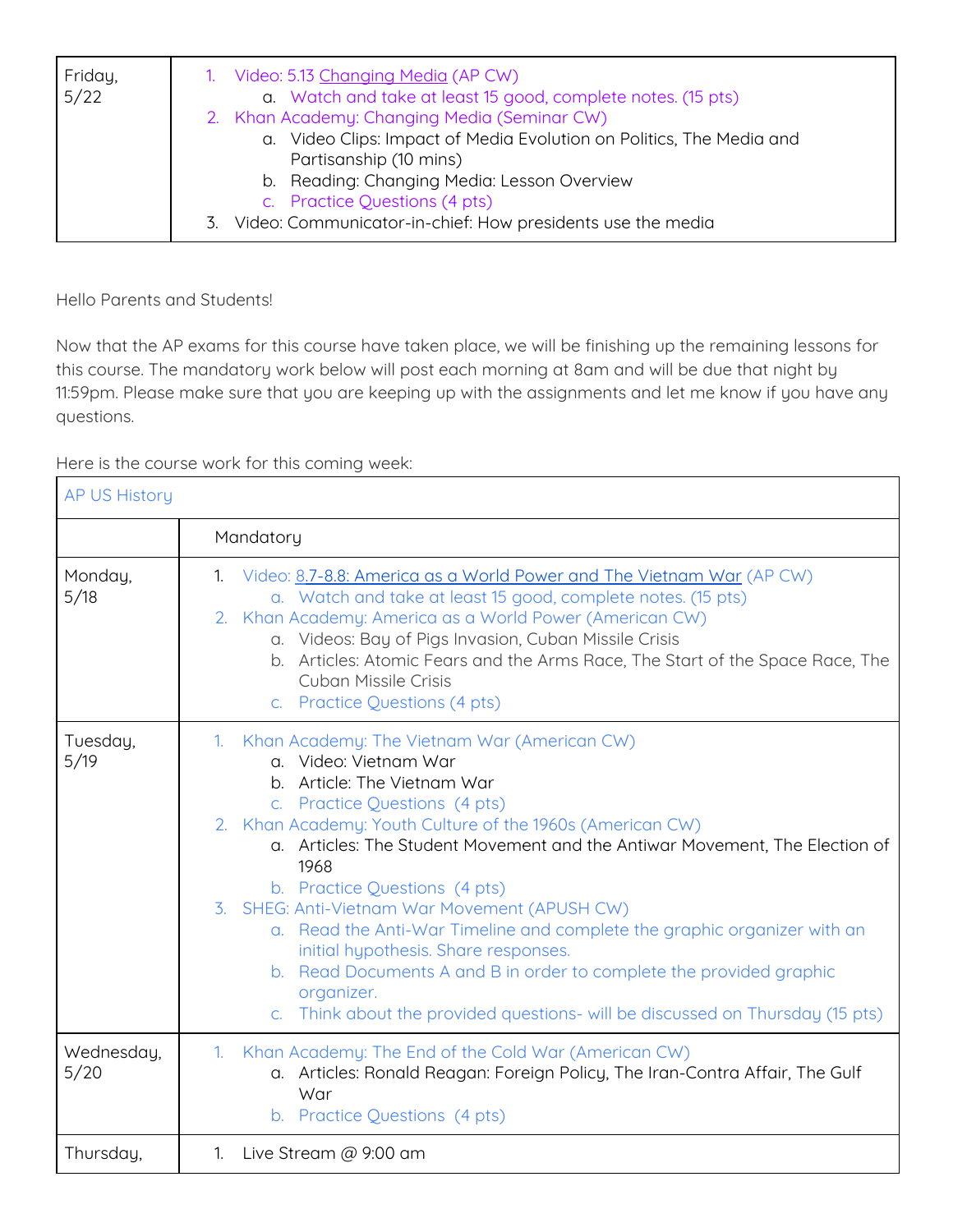| Friday, 5/22 | 1. Video: 5.13 Changing Media (AP CW)<br>    a. Watch and take at least 15 good, complete notes. (15 pts)<br>2. Khan Academy: Changing Media (Seminar CW)<br>    a. Video Clips: Impact of Media Evolution on Politics, The Media and Partisanship (10 mins)<br>    b. Reading: Changing Media: Lesson Overview<br>    c. Practice Questions (4 pts)<br>3. Video: Communicator-in-chief: How presidents use the media |
|---|---|

Hello Parents and Students!

Now that the AP exams for this course have taken place, we will be finishing up the remaining lessons for this course. The mandatory work below will post each morning at 8am and will be due that night by 11:59pm. Please make sure that you are keeping up with the assignments and let me know if you have any questions.

Here is the course work for this coming week:

| AP US History | |
|---|---|
| | Mandatory |
| Monday, 5/18 | 1. Video: 8.7-8.8: America as a World Power and The Vietnam War (AP CW)<br>    a. Watch and take at least 15 good, complete notes. (15 pts)<br>2. Khan Academy: America as a World Power (American CW)<br>    a. Videos: Bay of Pigs Invasion, Cuban Missile Crisis<br>    b. Articles: Atomic Fears and the Arms Race, The Start of the Space Race, The Cuban Missile Crisis<br>    c. Practice Questions (4 pts) |
| Tuesday, 5/19 | 1. Khan Academy: The Vietnam War (American CW)<br>    a. Video: Vietnam War<br>    b. Article: The Vietnam War<br>    c. Practice Questions (4 pts)<br>2. Khan Academy: Youth Culture of the 1960s (American CW)<br>    a. Articles: The Student Movement and the Antiwar Movement, The Election of 1968<br>    b. Practice Questions (4 pts)<br>3. SHEG: Anti-Vietnam War Movement (APUSH CW)<br>    a. Read the Anti-War Timeline and complete the graphic organizer with an initial hypothesis. Share responses.<br>    b. Read Documents A and B in order to complete the provided graphic organizer.<br>    c. Think about the provided questions- will be discussed on Thursday (15 pts) |
| Wednesday, 5/20 | 1. Khan Academy: The End of the Cold War (American CW)<br>    a. Articles: Ronald Reagan: Foreign Policy, The Iran-Contra Affair, The Gulf War<br>    b. Practice Questions (4 pts) |
| Thursday, | 1. Live Stream @ 9:00 am |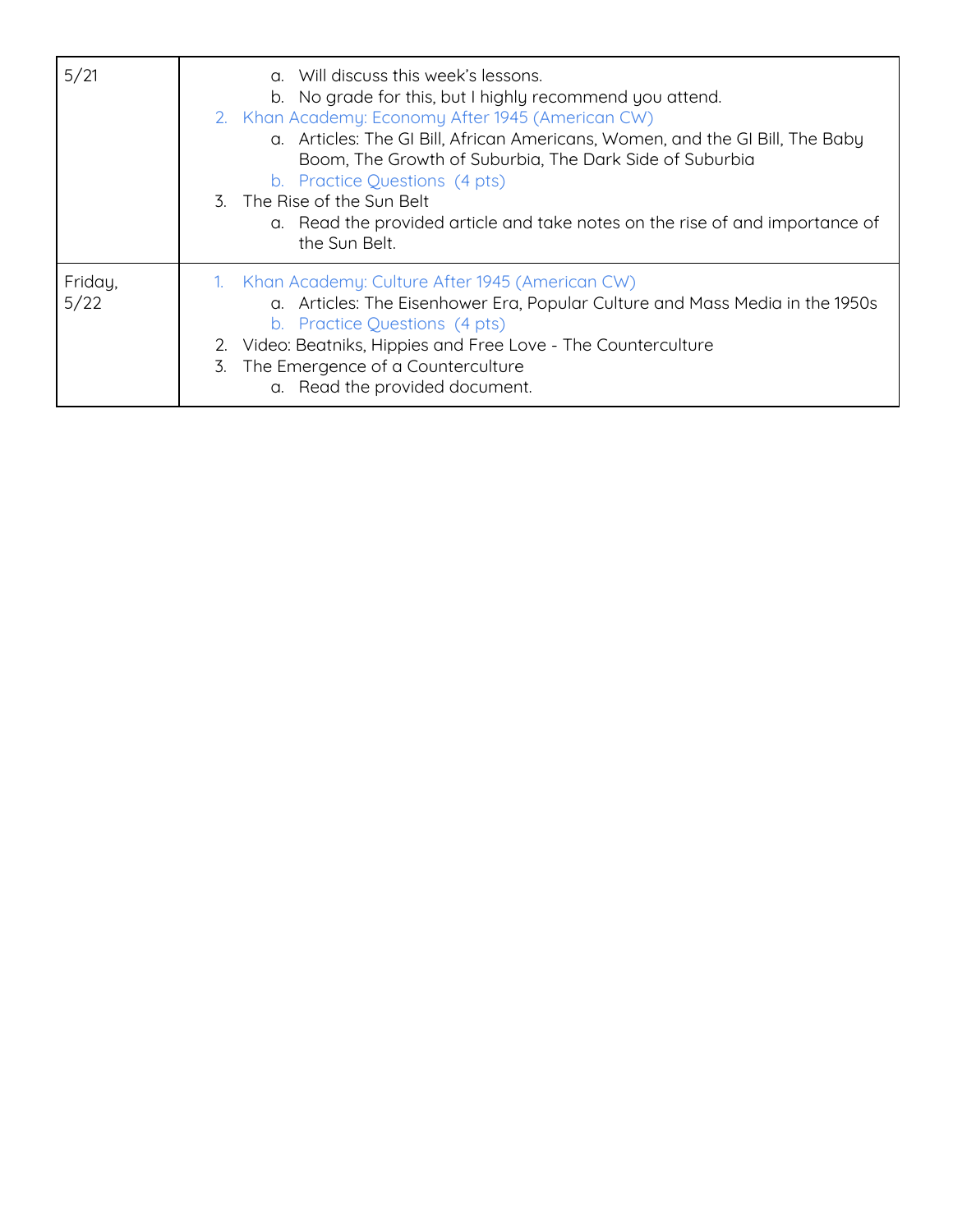| | |
|---|---|
| 5/21 | a. Will discuss this week's lessons.<br>b. No grade for this, but I highly recommend you attend.<br>2. Khan Academy: Economy After 1945 (American CW)<br>a. Articles: The GI Bill, African Americans, Women, and the GI Bill, The Baby Boom, The Growth of Suburbia, The Dark Side of Suburbia<br>b. Practice Questions (4 pts)<br>3. The Rise of the Sun Belt<br>a. Read the provided article and take notes on the rise of and importance of the Sun Belt. |
| Friday, 5/22 | 1. Khan Academy: Culture After 1945 (American CW)<br>a. Articles: The Eisenhower Era, Popular Culture and Mass Media in the 1950s<br>b. Practice Questions (4 pts)<br>2. Video: Beatniks, Hippies and Free Love - The Counterculture<br>3. The Emergence of a Counterculture<br>a. Read the provided document. |